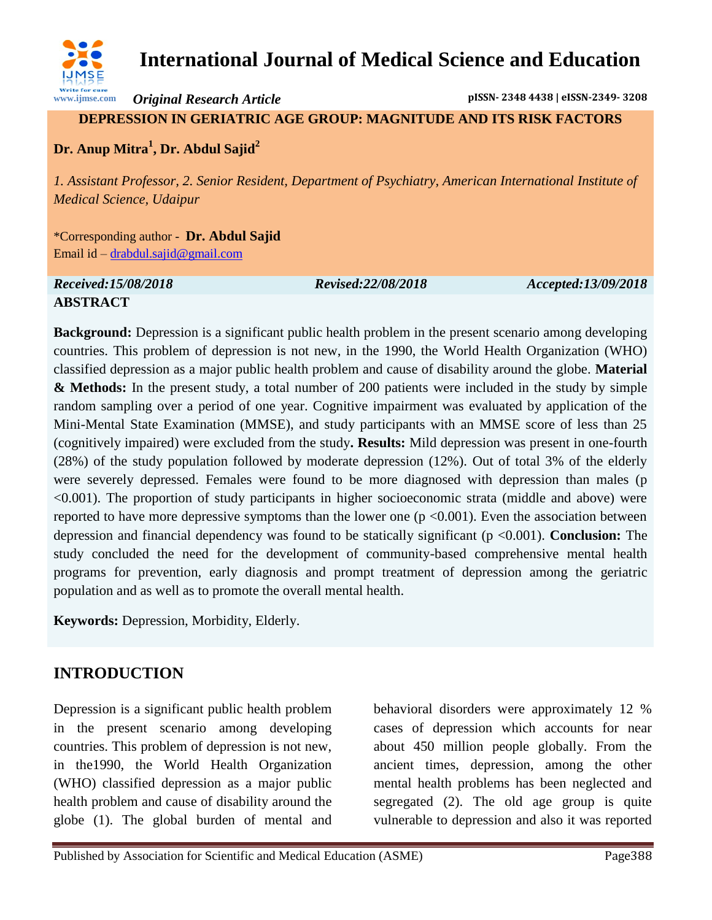# International Journal of Medical Science and Education

*Original Research Article*

pISSN- 2348 4438 | eISSN-2349- 3208

## DEPRESSION IN GERIATRIC AGE GROUP: MAGNITUDE AND ITS RISK FACTORS

**Dr. Anup Mitra[1], Dr. Abdul Sajid[2]**

*1. Assistant Professor, 2. Senior Resident, Department of Psychiatry, American International Institute of Medical Science, Udaipur*

*Corresponding author - **Dr. Abdul Sajid**
Email id – drabdul.sajid@gmail.com

***Received:15/08/2018*** ***Revised:22/08/2018*** ***Accepted:13/09/2018***

## ABSTRACT

**Background:** Depression is a significant public health problem in the present scenario among developing countries. This problem of depression is not new, in the 1990, the World Health Organization (WHO) classified depression as a major public health problem and cause of disability around the globe. **Material & Methods:** In the present study, a total number of 200 patients were included in the study by simple random sampling over a period of one year. Cognitive impairment was evaluated by application of the Mini-Mental State Examination (MMSE), and study participants with an MMSE score of less than 25 (cognitively impaired) were excluded from the study**. Results:** Mild depression was present in one-fourth (28%) of the study population followed by moderate depression (12%). Out of total 3% of the elderly were severely depressed. Females were found to be more diagnosed with depression than males (p <0.001). The proportion of study participants in higher socioeconomic strata (middle and above) were reported to have more depressive symptoms than the lower one (p <0.001). Even the association between depression and financial dependency was found to be statically significant (p <0.001). **Conclusion:** The study concluded the need for the development of community-based comprehensive mental health programs for prevention, early diagnosis and prompt treatment of depression among the geriatric population and as well as to promote the overall mental health.

**Keywords:** Depression, Morbidity, Elderly.

## INTRODUCTION

Depression is a significant public health problem in the present scenario among developing countries. This problem of depression is not new, in the1990, the World Health Organization (WHO) classified depression as a major public health problem and cause of disability around the globe (1). The global burden of mental and behavioral disorders were approximately 12 % cases of depression which accounts for near about 450 million people globally. From the ancient times, depression, among the other mental health problems has been neglected and segregated (2). The old age group is quite vulnerable to depression and also it was reported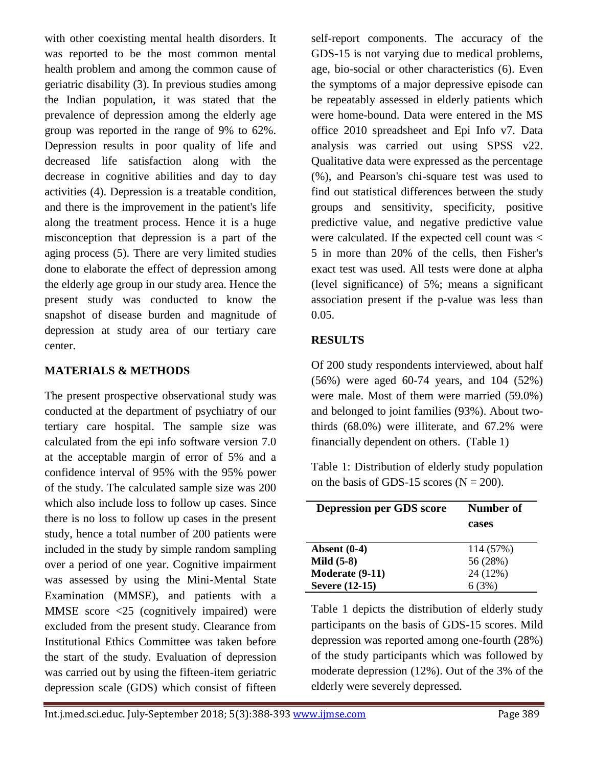with other coexisting mental health disorders. It was reported to be the most common mental health problem and among the common cause of geriatric disability (3). In previous studies among the Indian population, it was stated that the prevalence of depression among the elderly age group was reported in the range of 9% to 62%. Depression results in poor quality of life and decreased life satisfaction along with the decrease in cognitive abilities and day to day activities (4). Depression is a treatable condition, and there is the improvement in the patient's life along the treatment process. Hence it is a huge misconception that depression is a part of the aging process (5). There are very limited studies done to elaborate the effect of depression among the elderly age group in our study area. Hence the present study was conducted to know the snapshot of disease burden and magnitude of depression at study area of our tertiary care center.

## MATERIALS & METHODS

The present prospective observational study was conducted at the department of psychiatry of our tertiary care hospital. The sample size was calculated from the epi info software version 7.0 at the acceptable margin of error of 5% and a confidence interval of 95% with the 95% power of the study. The calculated sample size was 200 which also include loss to follow up cases. Since there is no loss to follow up cases in the present study, hence a total number of 200 patients were included in the study by simple random sampling over a period of one year. Cognitive impairment was assessed by using the Mini-Mental State Examination (MMSE), and patients with a MMSE score <25 (cognitively impaired) were excluded from the present study. Clearance from Institutional Ethics Committee was taken before the start of the study. Evaluation of depression was carried out by using the fifteen-item geriatric depression scale (GDS) which consist of fifteen self-report components. The accuracy of the GDS-15 is not varying due to medical problems, age, bio-social or other characteristics (6). Even the symptoms of a major depressive episode can be repeatably assessed in elderly patients which were home-bound. Data were entered in the MS office 2010 spreadsheet and Epi Info v7. Data analysis was carried out using SPSS v22. Qualitative data were expressed as the percentage (%), and Pearson's chi-square test was used to find out statistical differences between the study groups and sensitivity, specificity, positive predictive value, and negative predictive value were calculated. If the expected cell count was < 5 in more than 20% of the cells, then Fisher's exact test was used. All tests were done at alpha (level significance) of 5%; means a significant association present if the p-value was less than 0.05.

## RESULTS

Of 200 study respondents interviewed, about half (56%) were aged 60-74 years, and 104 (52%) were male. Most of them were married (59.0%) and belonged to joint families (93%). About two-thirds (68.0%) were illiterate, and 67.2% were financially dependent on others. (Table 1)

Table 1: Distribution of elderly study population on the basis of GDS-15 scores (N = 200).

| Depression per GDS score | Number of cases |
|---|---|
| **Absent (0-4)** | 114 (57%) |
| **Mild (5-8)** | 56 (28%) |
| **Moderate (9-11)** | 24 (12%) |
| **Severe (12-15)** | 6 (3%) |

Table 1 depicts the distribution of elderly study participants on the basis of GDS-15 scores. Mild depression was reported among one-fourth (28%) of the study participants which was followed by moderate depression (12%). Out of the 3% of the elderly were severely depressed.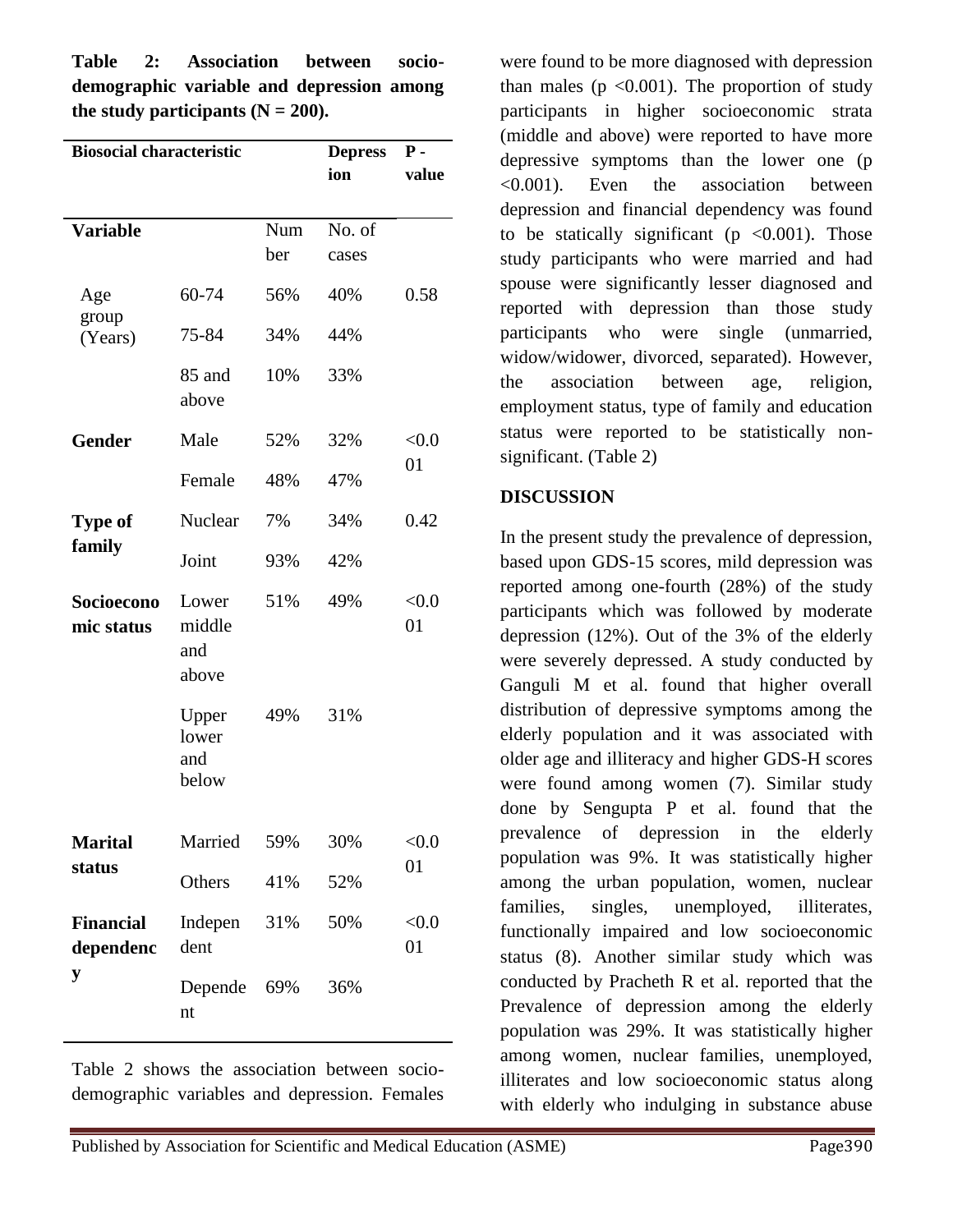**Table 2: Association between socio-demographic variable and depression among the study participants (N = 200).**

| Biosocial characteristic | | | Depression | P - value |
|---|---|---|---|---|
| **Variable** | | Number | No. of cases | |
| Age group (Years) | 60-74 | 56% | 40% | 0.58 |
| | 75-84 | 34% | 44% | |
| | 85 and above | 10% | 33% | |
| **Gender** | Male | 52% | 32% | <0.001 |
| | Female | 48% | 47% | |
| **Type of family** | Nuclear | 7% | 34% | 0.42 |
| | Joint | 93% | 42% | |
| **Socioeconomic status** | Lower middle and above | 51% | 49% | <0.001 |
| | Upper lower and below | 49% | 31% | |
| **Marital status** | Married | 59% | 30% | <0.001 |
| | Others | 41% | 52% | |
| **Financial dependency** | Independent | 31% | 50% | <0.001 |
| | Dependent | 69% | 36% | |

Table 2 shows the association between socio-demographic variables and depression. Females were found to be more diagnosed with depression than males (p <0.001). The proportion of study participants in higher socioeconomic strata (middle and above) were reported to have more depressive symptoms than the lower one (p <0.001). Even the association between depression and financial dependency was found to be statically significant (p <0.001). Those study participants who were married and had spouse were significantly lesser diagnosed and reported with depression than those study participants who were single (unmarried, widow/widower, divorced, separated). However, the association between age, religion, employment status, type of family and education status were reported to be statistically non-significant. (Table 2)

## DISCUSSION

In the present study the prevalence of depression, based upon GDS-15 scores, mild depression was reported among one-fourth (28%) of the study participants which was followed by moderate depression (12%). Out of the 3% of the elderly were severely depressed. A study conducted by Ganguli M et al. found that higher overall distribution of depressive symptoms among the elderly population and it was associated with older age and illiteracy and higher GDS-H scores were found among women (7). Similar study done by Sengupta P et al. found that the prevalence of depression in the elderly population was 9%. It was statistically higher among the urban population, women, nuclear families, singles, unemployed, illiterates, functionally impaired and low socioeconomic status (8). Another similar study which was conducted by Pracheth R et al. reported that the Prevalence of depression among the elderly population was 29%. It was statistically higher among women, nuclear families, unemployed, illiterates and low socioeconomic status along with elderly who indulging in substance abuse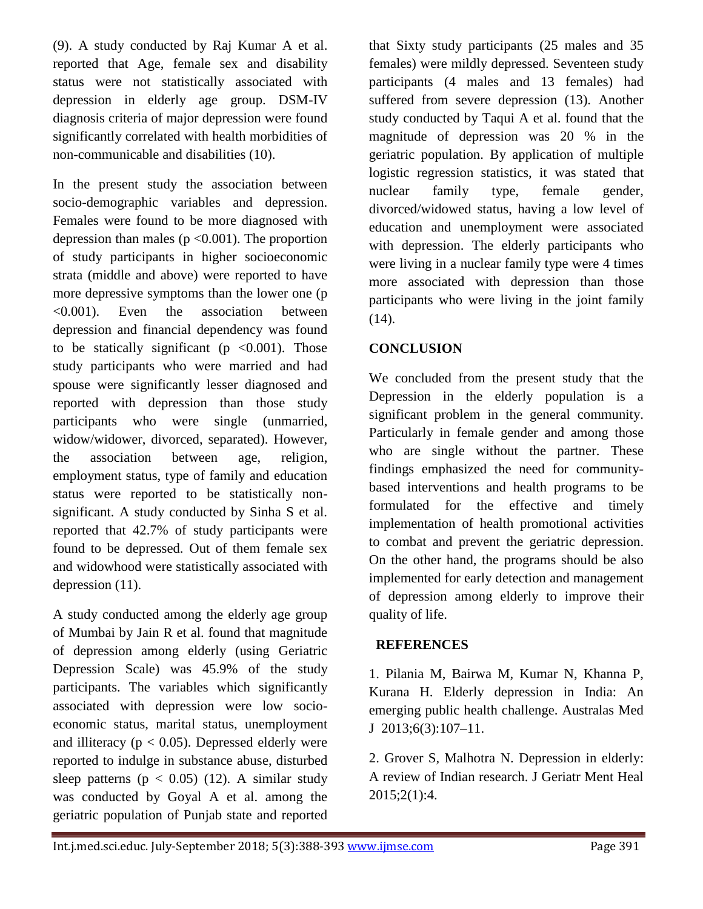(9). A study conducted by Raj Kumar A et al. reported that Age, female sex and disability status were not statistically associated with depression in elderly age group. DSM-IV diagnosis criteria of major depression were found significantly correlated with health morbidities of non-communicable and disabilities (10).

In the present study the association between socio-demographic variables and depression. Females were found to be more diagnosed with depression than males ($p < 0.001$). The proportion of study participants in higher socioeconomic strata (middle and above) were reported to have more depressive symptoms than the lower one ($p < 0.001$). Even the association between depression and financial dependency was found to be statically significant ($p < 0.001$). Those study participants who were married and had spouse were significantly lesser diagnosed and reported with depression than those study participants who were single (unmarried, widow/widower, divorced, separated). However, the association between age, religion, employment status, type of family and education status were reported to be statistically non-significant. A study conducted by Sinha S et al. reported that 42.7% of study participants were found to be depressed. Out of them female sex and widowhood were statistically associated with depression (11).

A study conducted among the elderly age group of Mumbai by Jain R et al. found that magnitude of depression among elderly (using Geriatric Depression Scale) was 45.9% of the study participants. The variables which significantly associated with depression were low socio-economic status, marital status, unemployment and illiteracy ($p < 0.05$). Depressed elderly were reported to indulge in substance abuse, disturbed sleep patterns ($p < 0.05$) (12). A similar study was conducted by Goyal A et al. among the geriatric population of Punjab state and reported that Sixty study participants (25 males and 35 females) were mildly depressed. Seventeen study participants (4 males and 13 females) had suffered from severe depression (13). Another study conducted by Taqui A et al. found that the magnitude of depression was 20 % in the geriatric population. By application of multiple logistic regression statistics, it was stated that nuclear family type, female gender, divorced/widowed status, having a low level of education and unemployment were associated with depression. The elderly participants who were living in a nuclear family type were 4 times more associated with depression than those participants who were living in the joint family (14).

## CONCLUSION

We concluded from the present study that the Depression in the elderly population is a significant problem in the general community. Particularly in female gender and among those who are single without the partner. These findings emphasized the need for community-based interventions and health programs to be formulated for the effective and timely implementation of health promotional activities to combat and prevent the geriatric depression. On the other hand, the programs should be also implemented for early detection and management of depression among elderly to improve their quality of life.

## REFERENCES

1. Pilania M, Bairwa M, Kumar N, Khanna P, Kurana H. Elderly depression in India: An emerging public health challenge. Australas Med J 2013;6(3):107–11.

2. Grover S, Malhotra N. Depression in elderly: A review of Indian research. J Geriatr Ment Heal 2015;2(1):4.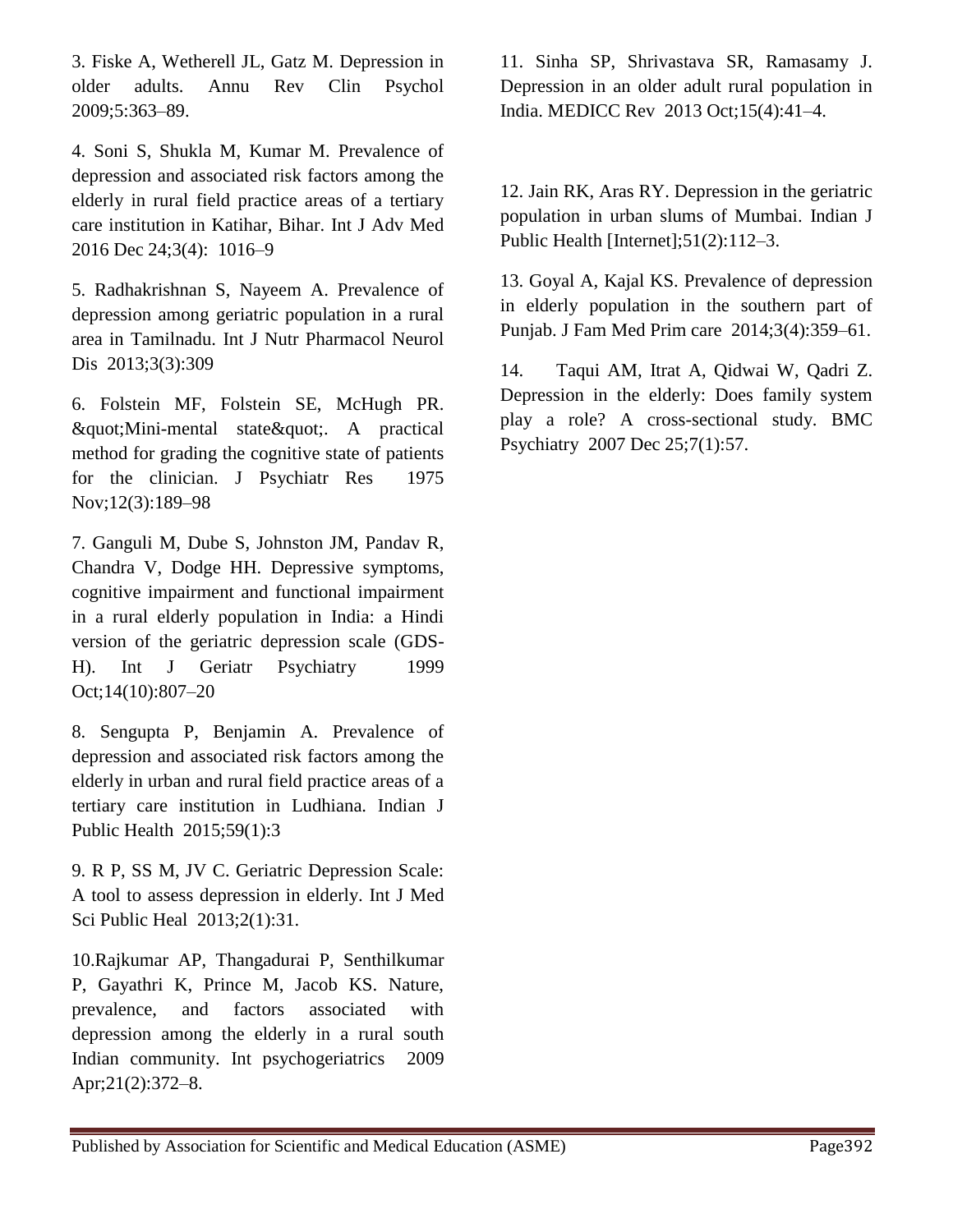3. Fiske A, Wetherell JL, Gatz M. Depression in older adults. Annu Rev Clin Psychol 2009;5:363–89.

4. Soni S, Shukla M, Kumar M. Prevalence of depression and associated risk factors among the elderly in rural field practice areas of a tertiary care institution in Katihar, Bihar. Int J Adv Med 2016 Dec 24;3(4): 1016–9

5. Radhakrishnan S, Nayeem A. Prevalence of depression among geriatric population in a rural area in Tamilnadu. Int J Nutr Pharmacol Neurol Dis 2013;3(3):309

6. Folstein MF, Folstein SE, McHugh PR. &quot;Mini-mental state&quot;. A practical method for grading the cognitive state of patients for the clinician. J Psychiatr Res 1975 Nov;12(3):189–98

7. Ganguli M, Dube S, Johnston JM, Pandav R, Chandra V, Dodge HH. Depressive symptoms, cognitive impairment and functional impairment in a rural elderly population in India: a Hindi version of the geriatric depression scale (GDS-H). Int J Geriatr Psychiatry 1999 Oct;14(10):807–20

8. Sengupta P, Benjamin A. Prevalence of depression and associated risk factors among the elderly in urban and rural field practice areas of a tertiary care institution in Ludhiana. Indian J Public Health 2015;59(1):3

9. R P, SS M, JV C. Geriatric Depression Scale: A tool to assess depression in elderly. Int J Med Sci Public Heal 2013;2(1):31.

10.Rajkumar AP, Thangadurai P, Senthilkumar P, Gayathri K, Prince M, Jacob KS. Nature, prevalence, and factors associated with depression among the elderly in a rural south Indian community. Int psychogeriatrics 2009 Apr;21(2):372–8.

11. Sinha SP, Shrivastava SR, Ramasamy J. Depression in an older adult rural population in India. MEDICC Rev 2013 Oct;15(4):41–4.

12. Jain RK, Aras RY. Depression in the geriatric population in urban slums of Mumbai. Indian J Public Health [Internet];51(2):112–3.

13. Goyal A, Kajal KS. Prevalence of depression in elderly population in the southern part of Punjab. J Fam Med Prim care 2014;3(4):359–61.

14. Taqui AM, Itrat A, Qidwai W, Qadri Z. Depression in the elderly: Does family system play a role? A cross-sectional study. BMC Psychiatry 2007 Dec 25;7(1):57.